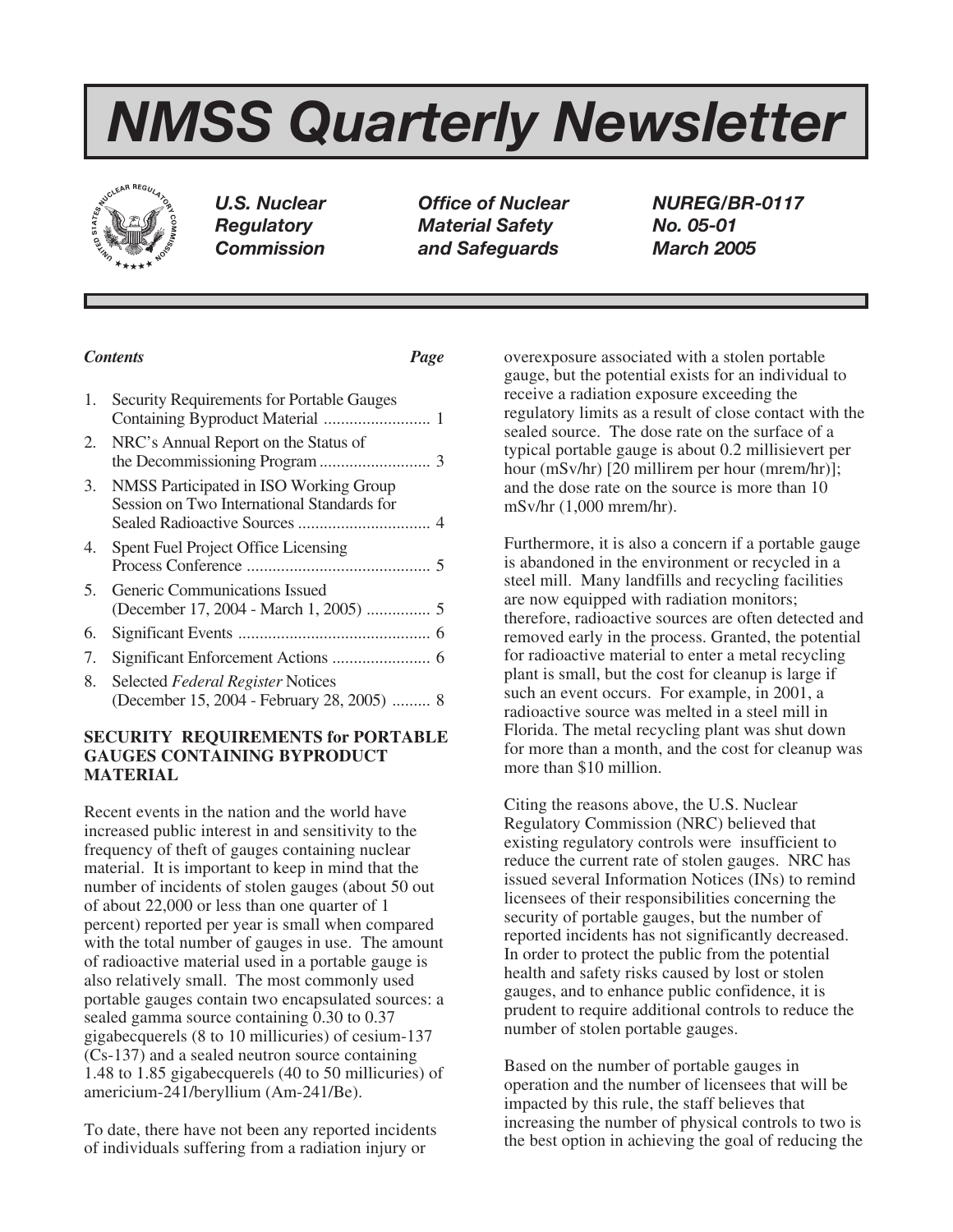# NMSS Quarterly Newsletter

***U.S. Nuclear Regulatory Commission*** | ***Office of Nuclear Material Safety and Safeguards*** | ***NUREG/BR-0117 No. 05-01 March 2005***

| *Contents* | *Page* |
|---|---|
| 1. Security Requirements for Portable Gauges Containing Byproduct Material | 1 |
| 2. NRC's Annual Report on the Status of the Decommissioning Program | 3 |
| 3. NMSS Participated in ISO Working Group Session on Two International Standards for Sealed Radioactive Sources | 4 |
| 4. Spent Fuel Project Office Licensing Process Conference | 5 |
| 5. Generic Communications Issued (December 17, 2004 - March 1, 2005) | 5 |
| 6. Significant Events | 6 |
| 7. Significant Enforcement Actions | 6 |
| 8. Selected *Federal Register* Notices (December 15, 2004 - February 28, 2005) | 8 |

## SECURITY REQUIREMENTS for PORTABLE GAUGES CONTAINING BYPRODUCT MATERIAL

Recent events in the nation and the world have increased public interest in and sensitivity to the frequency of theft of gauges containing nuclear material. It is important to keep in mind that the number of incidents of stolen gauges (about 50 out of about 22,000 or less than one quarter of 1 percent) reported per year is small when compared with the total number of gauges in use. The amount of radioactive material used in a portable gauge is also relatively small. The most commonly used portable gauges contain two encapsulated sources: a sealed gamma source containing 0.30 to 0.37 gigabecquerels (8 to 10 millicuries) of cesium-137 (Cs-137) and a sealed neutron source containing 1.48 to 1.85 gigabecquerels (40 to 50 millicuries) of americium-241/beryllium (Am-241/Be).

To date, there have not been any reported incidents of individuals suffering from a radiation injury or overexposure associated with a stolen portable gauge, but the potential exists for an individual to receive a radiation exposure exceeding the regulatory limits as a result of close contact with the sealed source. The dose rate on the surface of a typical portable gauge is about 0.2 millisievert per hour (mSv/hr) [20 millirem per hour (mrem/hr)]; and the dose rate on the source is more than 10 mSv/hr (1,000 mrem/hr).

Furthermore, it is also a concern if a portable gauge is abandoned in the environment or recycled in a steel mill. Many landfills and recycling facilities are now equipped with radiation monitors; therefore, radioactive sources are often detected and removed early in the process. Granted, the potential for radioactive material to enter a metal recycling plant is small, but the cost for cleanup is large if such an event occurs. For example, in 2001, a radioactive source was melted in a steel mill in Florida. The metal recycling plant was shut down for more than a month, and the cost for cleanup was more than $10 million.

Citing the reasons above, the U.S. Nuclear Regulatory Commission (NRC) believed that existing regulatory controls were insufficient to reduce the current rate of stolen gauges. NRC has issued several Information Notices (INs) to remind licensees of their responsibilities concerning the security of portable gauges, but the number of reported incidents has not significantly decreased. In order to protect the public from the potential health and safety risks caused by lost or stolen gauges, and to enhance public confidence, it is prudent to require additional controls to reduce the number of stolen portable gauges.

Based on the number of portable gauges in operation and the number of licensees that will be impacted by this rule, the staff believes that increasing the number of physical controls to two is the best option in achieving the goal of reducing the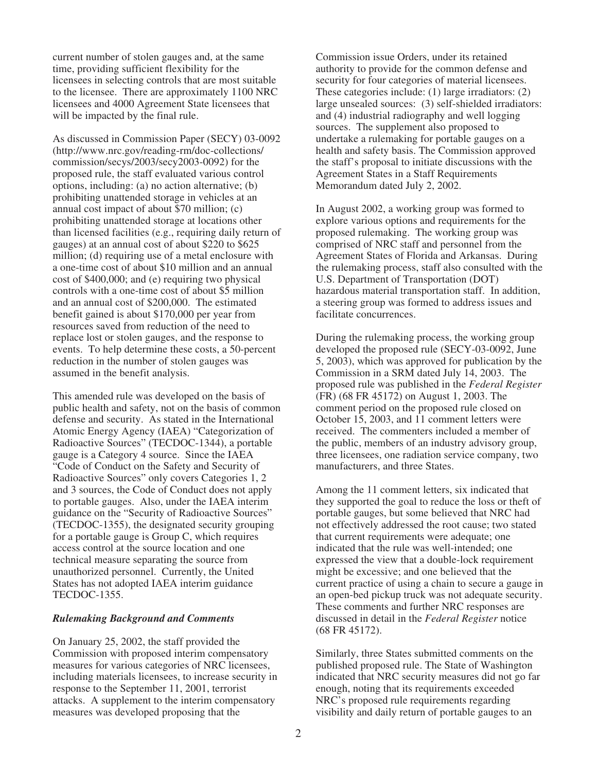current number of stolen gauges and, at the same time, providing sufficient flexibility for the licensees in selecting controls that are most suitable to the licensee. There are approximately 1100 NRC licensees and 4000 Agreement State licensees that will be impacted by the final rule.

As discussed in Commission Paper (SECY) 03-0092 (http://www.nrc.gov/reading-rm/doc-collections/commission/secys/2003/secy2003-0092) for the proposed rule, the staff evaluated various control options, including: (a) no action alternative; (b) prohibiting unattended storage in vehicles at an annual cost impact of about $70 million; (c) prohibiting unattended storage at locations other than licensed facilities (e.g., requiring daily return of gauges) at an annual cost of about $220 to $625 million; (d) requiring use of a metal enclosure with a one-time cost of about $10 million and an annual cost of $400,000; and (e) requiring two physical controls with a one-time cost of about $5 million and an annual cost of $200,000. The estimated benefit gained is about $170,000 per year from resources saved from reduction of the need to replace lost or stolen gauges, and the response to events. To help determine these costs, a 50-percent reduction in the number of stolen gauges was assumed in the benefit analysis.

This amended rule was developed on the basis of public health and safety, not on the basis of common defense and security. As stated in the International Atomic Energy Agency (IAEA) "Categorization of Radioactive Sources" (TECDOC-1344), a portable gauge is a Category 4 source. Since the IAEA "Code of Conduct on the Safety and Security of Radioactive Sources" only covers Categories 1, 2 and 3 sources, the Code of Conduct does not apply to portable gauges. Also, under the IAEA interim guidance on the "Security of Radioactive Sources" (TECDOC-1355), the designated security grouping for a portable gauge is Group C, which requires access control at the source location and one technical measure separating the source from unauthorized personnel. Currently, the United States has not adopted IAEA interim guidance TECDOC-1355.

### *Rulemaking Background and Comments*

On January 25, 2002, the staff provided the Commission with proposed interim compensatory measures for various categories of NRC licensees, including materials licensees, to increase security in response to the September 11, 2001, terrorist attacks. A supplement to the interim compensatory measures was developed proposing that the Commission issue Orders, under its retained authority to provide for the common defense and security for four categories of material licensees. These categories include: (1) large irradiators: (2) large unsealed sources: (3) self-shielded irradiators: and (4) industrial radiography and well logging sources. The supplement also proposed to undertake a rulemaking for portable gauges on a health and safety basis. The Commission approved the staff's proposal to initiate discussions with the Agreement States in a Staff Requirements Memorandum dated July 2, 2002.

In August 2002, a working group was formed to explore various options and requirements for the proposed rulemaking. The working group was comprised of NRC staff and personnel from the Agreement States of Florida and Arkansas. During the rulemaking process, staff also consulted with the U.S. Department of Transportation (DOT) hazardous material transportation staff. In addition, a steering group was formed to address issues and facilitate concurrences.

During the rulemaking process, the working group developed the proposed rule (SECY-03-0092, June 5, 2003), which was approved for publication by the Commission in a SRM dated July 14, 2003. The proposed rule was published in the *Federal Register* (FR) (68 FR 45172) on August 1, 2003. The comment period on the proposed rule closed on October 15, 2003, and 11 comment letters were received. The commenters included a member of the public, members of an industry advisory group, three licensees, one radiation service company, two manufacturers, and three States.

Among the 11 comment letters, six indicated that they supported the goal to reduce the loss or theft of portable gauges, but some believed that NRC had not effectively addressed the root cause; two stated that current requirements were adequate; one indicated that the rule was well-intended; one expressed the view that a double-lock requirement might be excessive; and one believed that the current practice of using a chain to secure a gauge in an open-bed pickup truck was not adequate security. These comments and further NRC responses are discussed in detail in the *Federal Register* notice (68 FR 45172).

Similarly, three States submitted comments on the published proposed rule. The State of Washington indicated that NRC security measures did not go far enough, noting that its requirements exceeded NRC's proposed rule requirements regarding visibility and daily return of portable gauges to an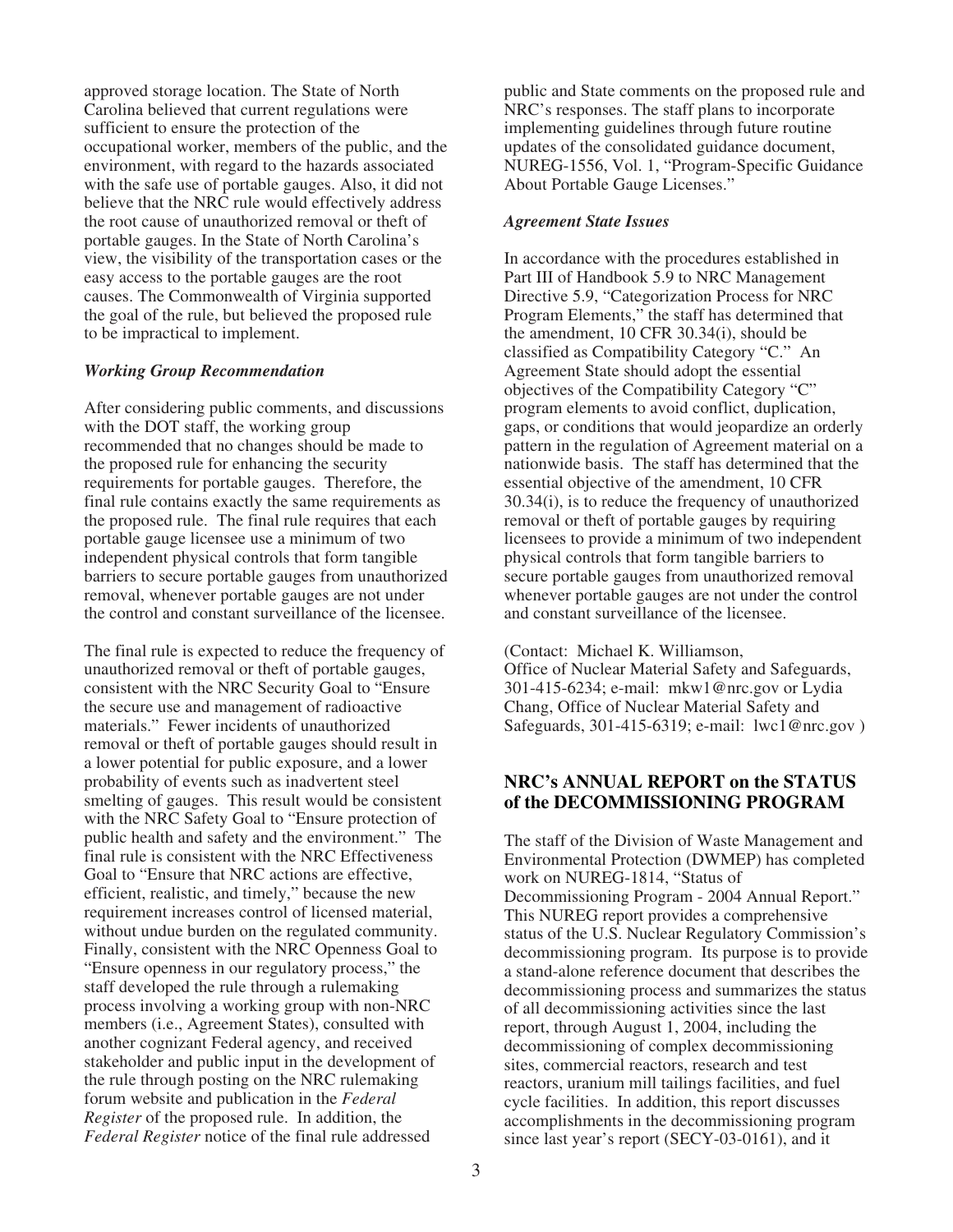approved storage location. The State of North Carolina believed that current regulations were sufficient to ensure the protection of the occupational worker, members of the public, and the environment, with regard to the hazards associated with the safe use of portable gauges. Also, it did not believe that the NRC rule would effectively address the root cause of unauthorized removal or theft of portable gauges. In the State of North Carolina's view, the visibility of the transportation cases or the easy access to the portable gauges are the root causes. The Commonwealth of Virginia supported the goal of the rule, but believed the proposed rule to be impractical to implement.

*Working Group Recommendation*

After considering public comments, and discussions with the DOT staff, the working group recommended that no changes should be made to the proposed rule for enhancing the security requirements for portable gauges. Therefore, the final rule contains exactly the same requirements as the proposed rule. The final rule requires that each portable gauge licensee use a minimum of two independent physical controls that form tangible barriers to secure portable gauges from unauthorized removal, whenever portable gauges are not under the control and constant surveillance of the licensee.

The final rule is expected to reduce the frequency of unauthorized removal or theft of portable gauges, consistent with the NRC Security Goal to "Ensure the secure use and management of radioactive materials." Fewer incidents of unauthorized removal or theft of portable gauges should result in a lower potential for public exposure, and a lower probability of events such as inadvertent steel smelting of gauges. This result would be consistent with the NRC Safety Goal to "Ensure protection of public health and safety and the environment." The final rule is consistent with the NRC Effectiveness Goal to "Ensure that NRC actions are effective, efficient, realistic, and timely," because the new requirement increases control of licensed material, without undue burden on the regulated community. Finally, consistent with the NRC Openness Goal to "Ensure openness in our regulatory process," the staff developed the rule through a rulemaking process involving a working group with non-NRC members (i.e., Agreement States), consulted with another cognizant Federal agency, and received stakeholder and public input in the development of the rule through posting on the NRC rulemaking forum website and publication in the *Federal Register* of the proposed rule. In addition, the *Federal Register* notice of the final rule addressed public and State comments on the proposed rule and NRC's responses. The staff plans to incorporate implementing guidelines through future routine updates of the consolidated guidance document, NUREG-1556, Vol. 1, "Program-Specific Guidance About Portable Gauge Licenses."

*Agreement State Issues*

In accordance with the procedures established in Part III of Handbook 5.9 to NRC Management Directive 5.9, "Categorization Process for NRC Program Elements," the staff has determined that the amendment, 10 CFR 30.34(i), should be classified as Compatibility Category "C." An Agreement State should adopt the essential objectives of the Compatibility Category "C" program elements to avoid conflict, duplication, gaps, or conditions that would jeopardize an orderly pattern in the regulation of Agreement material on a nationwide basis. The staff has determined that the essential objective of the amendment, 10 CFR 30.34(i), is to reduce the frequency of unauthorized removal or theft of portable gauges by requiring licensees to provide a minimum of two independent physical controls that form tangible barriers to secure portable gauges from unauthorized removal whenever portable gauges are not under the control and constant surveillance of the licensee.

(Contact: Michael K. Williamson, Office of Nuclear Material Safety and Safeguards, 301-415-6234; e-mail: mkw1@nrc.gov or Lydia Chang, Office of Nuclear Material Safety and Safeguards, 301-415-6319; e-mail: lwc1@nrc.gov )

## NRC's ANNUAL REPORT on the STATUS of the DECOMMISSIONING PROGRAM

The staff of the Division of Waste Management and Environmental Protection (DWMEP) has completed work on NUREG-1814, "Status of Decommissioning Program - 2004 Annual Report." This NUREG report provides a comprehensive status of the U.S. Nuclear Regulatory Commission's decommissioning program. Its purpose is to provide a stand-alone reference document that describes the decommissioning process and summarizes the status of all decommissioning activities since the last report, through August 1, 2004, including the decommissioning of complex decommissioning sites, commercial reactors, research and test reactors, uranium mill tailings facilities, and fuel cycle facilities. In addition, this report discusses accomplishments in the decommissioning program since last year's report (SECY-03-0161), and it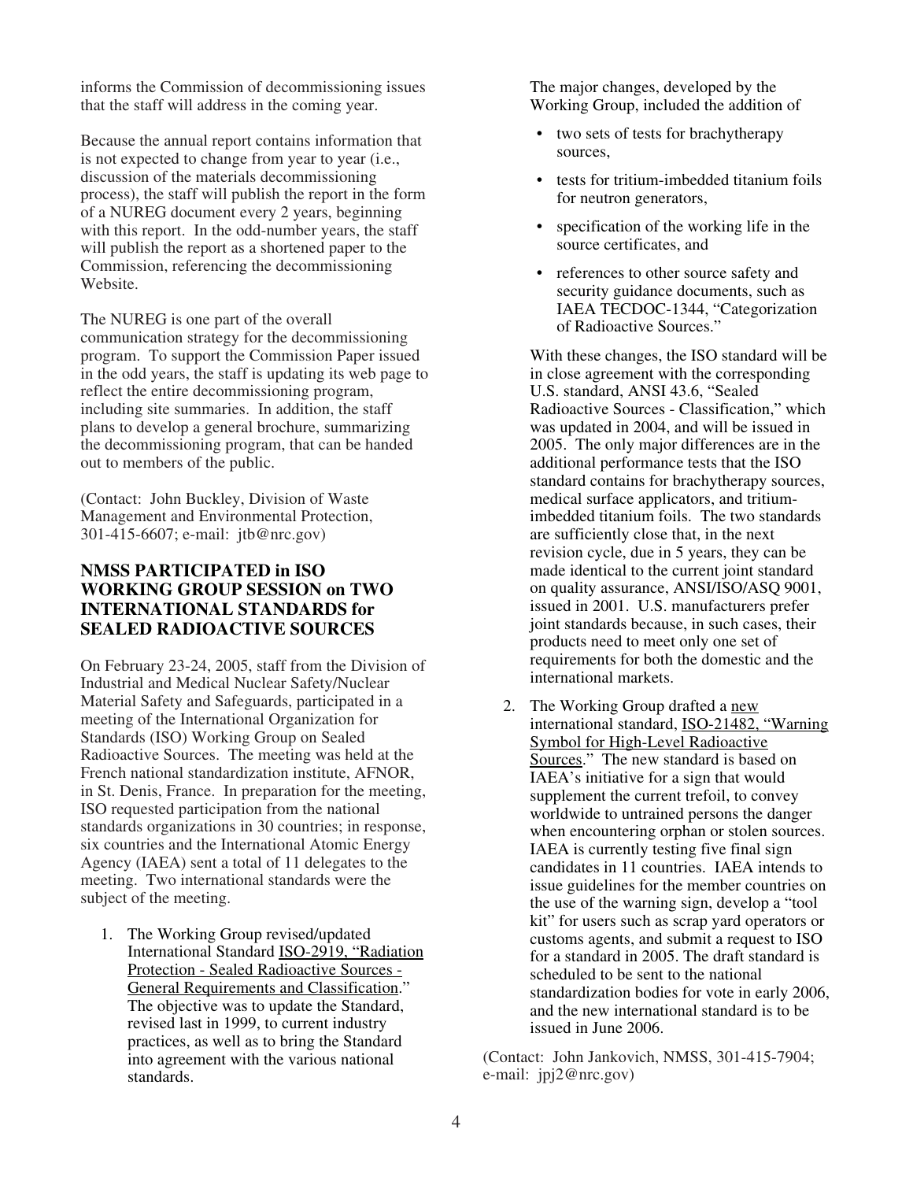informs the Commission of decommissioning issues that the staff will address in the coming year.

Because the annual report contains information that is not expected to change from year to year (i.e., discussion of the materials decommissioning process), the staff will publish the report in the form of a NUREG document every 2 years, beginning with this report. In the odd-number years, the staff will publish the report as a shortened paper to the Commission, referencing the decommissioning Website.

The NUREG is one part of the overall communication strategy for the decommissioning program. To support the Commission Paper issued in the odd years, the staff is updating its web page to reflect the entire decommissioning program, including site summaries. In addition, the staff plans to develop a general brochure, summarizing the decommissioning program, that can be handed out to members of the public.

(Contact: John Buckley, Division of Waste Management and Environmental Protection, 301-415-6607; e-mail: jtb@nrc.gov)

## NMSS PARTICIPATED in ISO WORKING GROUP SESSION on TWO INTERNATIONAL STANDARDS for SEALED RADIOACTIVE SOURCES

On February 23-24, 2005, staff from the Division of Industrial and Medical Nuclear Safety/Nuclear Material Safety and Safeguards, participated in a meeting of the International Organization for Standards (ISO) Working Group on Sealed Radioactive Sources. The meeting was held at the French national standardization institute, AFNOR, in St. Denis, France. In preparation for the meeting, ISO requested participation from the national standards organizations in 30 countries; in response, six countries and the International Atomic Energy Agency (IAEA) sent a total of 11 delegates to the meeting. Two international standards were the subject of the meeting.

1. The Working Group revised/updated International Standard ISO-2919, "Radiation Protection - Sealed Radioactive Sources - General Requirements and Classification." The objective was to update the Standard, revised last in 1999, to current industry practices, as well as to bring the Standard into agreement with the various national standards.

   The major changes, developed by the Working Group, included the addition of

   - two sets of tests for brachytherapy sources,
   - tests for tritium-imbedded titanium foils for neutron generators,
   - specification of the working life in the source certificates, and
   - references to other source safety and security guidance documents, such as IAEA TECDOC-1344, "Categorization of Radioactive Sources."

   With these changes, the ISO standard will be in close agreement with the corresponding U.S. standard, ANSI 43.6, "Sealed Radioactive Sources - Classification," which was updated in 2004, and will be issued in 2005. The only major differences are in the additional performance tests that the ISO standard contains for brachytherapy sources, medical surface applicators, and tritium-imbedded titanium foils. The two standards are sufficiently close that, in the next revision cycle, due in 5 years, they can be made identical to the current joint standard on quality assurance, ANSI/ISO/ASQ 9001, issued in 2001. U.S. manufacturers prefer joint standards because, in such cases, their products need to meet only one set of requirements for both the domestic and the international markets.

2. The Working Group drafted a new international standard, ISO-21482, "Warning Symbol for High-Level Radioactive Sources." The new standard is based on IAEA's initiative for a sign that would supplement the current trefoil, to convey worldwide to untrained persons the danger when encountering orphan or stolen sources. IAEA is currently testing five final sign candidates in 11 countries. IAEA intends to issue guidelines for the member countries on the use of the warning sign, develop a "tool kit" for users such as scrap yard operators or customs agents, and submit a request to ISO for a standard in 2005. The draft standard is scheduled to be sent to the national standardization bodies for vote in early 2006, and the new international standard is to be issued in June 2006.

(Contact: John Jankovich, NMSS, 301-415-7904; e-mail: jpj2@nrc.gov)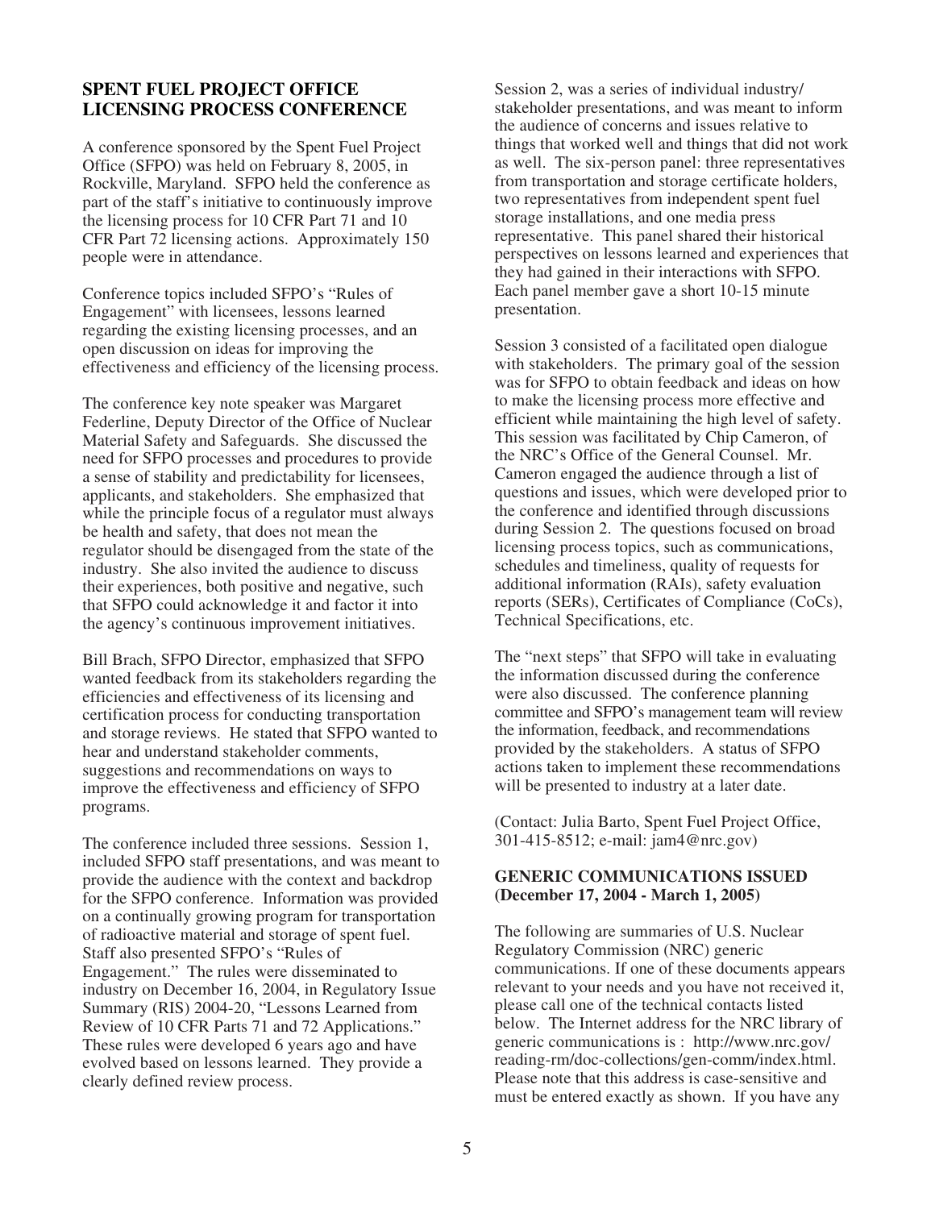## SPENT FUEL PROJECT OFFICE LICENSING PROCESS CONFERENCE

A conference sponsored by the Spent Fuel Project Office (SFPO) was held on February 8, 2005, in Rockville, Maryland. SFPO held the conference as part of the staff's initiative to continuously improve the licensing process for 10 CFR Part 71 and 10 CFR Part 72 licensing actions. Approximately 150 people were in attendance.

Conference topics included SFPO's "Rules of Engagement" with licensees, lessons learned regarding the existing licensing processes, and an open discussion on ideas for improving the effectiveness and efficiency of the licensing process.

The conference key note speaker was Margaret Federline, Deputy Director of the Office of Nuclear Material Safety and Safeguards. She discussed the need for SFPO processes and procedures to provide a sense of stability and predictability for licensees, applicants, and stakeholders. She emphasized that while the principle focus of a regulator must always be health and safety, that does not mean the regulator should be disengaged from the state of the industry. She also invited the audience to discuss their experiences, both positive and negative, such that SFPO could acknowledge it and factor it into the agency's continuous improvement initiatives.

Bill Brach, SFPO Director, emphasized that SFPO wanted feedback from its stakeholders regarding the efficiencies and effectiveness of its licensing and certification process for conducting transportation and storage reviews. He stated that SFPO wanted to hear and understand stakeholder comments, suggestions and recommendations on ways to improve the effectiveness and efficiency of SFPO programs.

The conference included three sessions. Session 1, included SFPO staff presentations, and was meant to provide the audience with the context and backdrop for the SFPO conference. Information was provided on a continually growing program for transportation of radioactive material and storage of spent fuel. Staff also presented SFPO's "Rules of Engagement." The rules were disseminated to industry on December 16, 2004, in Regulatory Issue Summary (RIS) 2004-20, "Lessons Learned from Review of 10 CFR Parts 71 and 72 Applications." These rules were developed 6 years ago and have evolved based on lessons learned. They provide a clearly defined review process.

Session 2, was a series of individual industry/stakeholder presentations, and was meant to inform the audience of concerns and issues relative to things that worked well and things that did not work as well. The six-person panel: three representatives from transportation and storage certificate holders, two representatives from independent spent fuel storage installations, and one media press representative. This panel shared their historical perspectives on lessons learned and experiences that they had gained in their interactions with SFPO. Each panel member gave a short 10-15 minute presentation.

Session 3 consisted of a facilitated open dialogue with stakeholders. The primary goal of the session was for SFPO to obtain feedback and ideas on how to make the licensing process more effective and efficient while maintaining the high level of safety. This session was facilitated by Chip Cameron, of the NRC's Office of the General Counsel. Mr. Cameron engaged the audience through a list of questions and issues, which were developed prior to the conference and identified through discussions during Session 2. The questions focused on broad licensing process topics, such as communications, schedules and timeliness, quality of requests for additional information (RAIs), safety evaluation reports (SERs), Certificates of Compliance (CoCs), Technical Specifications, etc.

The "next steps" that SFPO will take in evaluating the information discussed during the conference were also discussed. The conference planning committee and SFPO's management team will review the information, feedback, and recommendations provided by the stakeholders. A status of SFPO actions taken to implement these recommendations will be presented to industry at a later date.

(Contact: Julia Barto, Spent Fuel Project Office, 301-415-8512; e-mail: jam4@nrc.gov)

## GENERIC COMMUNICATIONS ISSUED (December 17, 2004 - March 1, 2005)

The following are summaries of U.S. Nuclear Regulatory Commission (NRC) generic communications. If one of these documents appears relevant to your needs and you have not received it, please call one of the technical contacts listed below. The Internet address for the NRC library of generic communications is : http://www.nrc.gov/reading-rm/doc-collections/gen-comm/index.html. Please note that this address is case-sensitive and must be entered exactly as shown. If you have any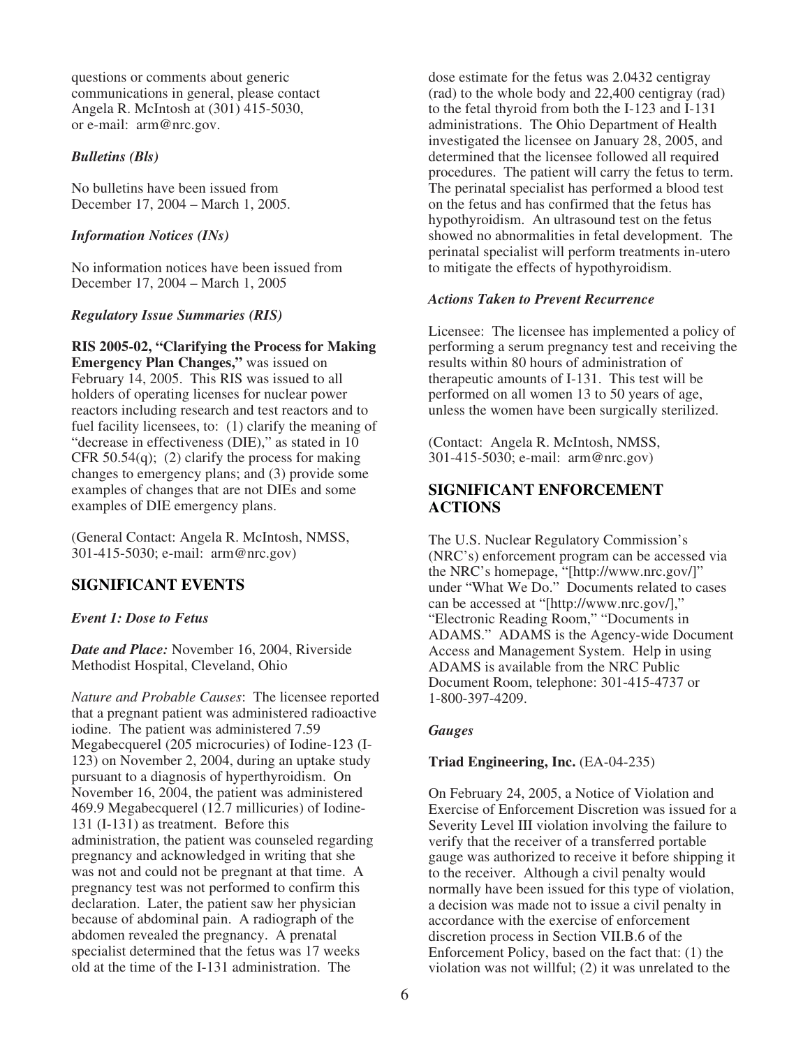questions or comments about generic communications in general, please contact Angela R. McIntosh at (301) 415-5030, or e-mail: arm@nrc.gov.

### *Bulletins (Bls)*

No bulletins have been issued from December 17, 2004 – March 1, 2005.

### *Information Notices (INs)*

No information notices have been issued from December 17, 2004 – March 1, 2005

### *Regulatory Issue Summaries (RIS)*

**RIS 2005-02, "Clarifying the Process for Making Emergency Plan Changes,"** was issued on February 14, 2005. This RIS was issued to all holders of operating licenses for nuclear power reactors including research and test reactors and to fuel facility licensees, to: (1) clarify the meaning of "decrease in effectiveness (DIE)," as stated in 10 CFR 50.54(q); (2) clarify the process for making changes to emergency plans; and (3) provide some examples of changes that are not DIEs and some examples of DIE emergency plans.

(General Contact: Angela R. McIntosh, NMSS, 301-415-5030; e-mail: arm@nrc.gov)

## SIGNIFICANT EVENTS

### *Event 1: Dose to Fetus*

***Date and Place:*** November 16, 2004, Riverside Methodist Hospital, Cleveland, Ohio

*Nature and Probable Causes*: The licensee reported that a pregnant patient was administered radioactive iodine. The patient was administered 7.59 Megabecquerel (205 microcuries) of Iodine-123 (I-123) on November 2, 2004, during an uptake study pursuant to a diagnosis of hyperthyroidism. On November 16, 2004, the patient was administered 469.9 Megabecquerel (12.7 millicuries) of Iodine-131 (I-131) as treatment. Before this administration, the patient was counseled regarding pregnancy and acknowledged in writing that she was not and could not be pregnant at that time. A pregnancy test was not performed to confirm this declaration. Later, the patient saw her physician because of abdominal pain. A radiograph of the abdomen revealed the pregnancy. A prenatal specialist determined that the fetus was 17 weeks old at the time of the I-131 administration. The dose estimate for the fetus was 2.0432 centigray (rad) to the whole body and 22,400 centigray (rad) to the fetal thyroid from both the I-123 and I-131 administrations. The Ohio Department of Health investigated the licensee on January 28, 2005, and determined that the licensee followed all required procedures. The patient will carry the fetus to term. The perinatal specialist has performed a blood test on the fetus and has confirmed that the fetus has hypothyroidism. An ultrasound test on the fetus showed no abnormalities in fetal development. The perinatal specialist will perform treatments in-utero to mitigate the effects of hypothyroidism.

### *Actions Taken to Prevent Recurrence*

Licensee: The licensee has implemented a policy of performing a serum pregnancy test and receiving the results within 80 hours of administration of therapeutic amounts of I-131. This test will be performed on all women 13 to 50 years of age, unless the women have been surgically sterilized.

(Contact: Angela R. McIntosh, NMSS, 301-415-5030; e-mail: arm@nrc.gov)

## SIGNIFICANT ENFORCEMENT ACTIONS

The U.S. Nuclear Regulatory Commission's (NRC's) enforcement program can be accessed via the NRC's homepage, "[http://www.nrc.gov/]" under "What We Do." Documents related to cases can be accessed at "[http://www.nrc.gov/]," "Electronic Reading Room," "Documents in ADAMS." ADAMS is the Agency-wide Document Access and Management System. Help in using ADAMS is available from the NRC Public Document Room, telephone: 301-415-4737 or 1-800-397-4209.

### *Gauges*

**Triad Engineering, Inc.** (EA-04-235)

On February 24, 2005, a Notice of Violation and Exercise of Enforcement Discretion was issued for a Severity Level III violation involving the failure to verify that the receiver of a transferred portable gauge was authorized to receive it before shipping it to the receiver. Although a civil penalty would normally have been issued for this type of violation, a decision was made not to issue a civil penalty in accordance with the exercise of enforcement discretion process in Section VII.B.6 of the Enforcement Policy, based on the fact that: (1) the violation was not willful; (2) it was unrelated to the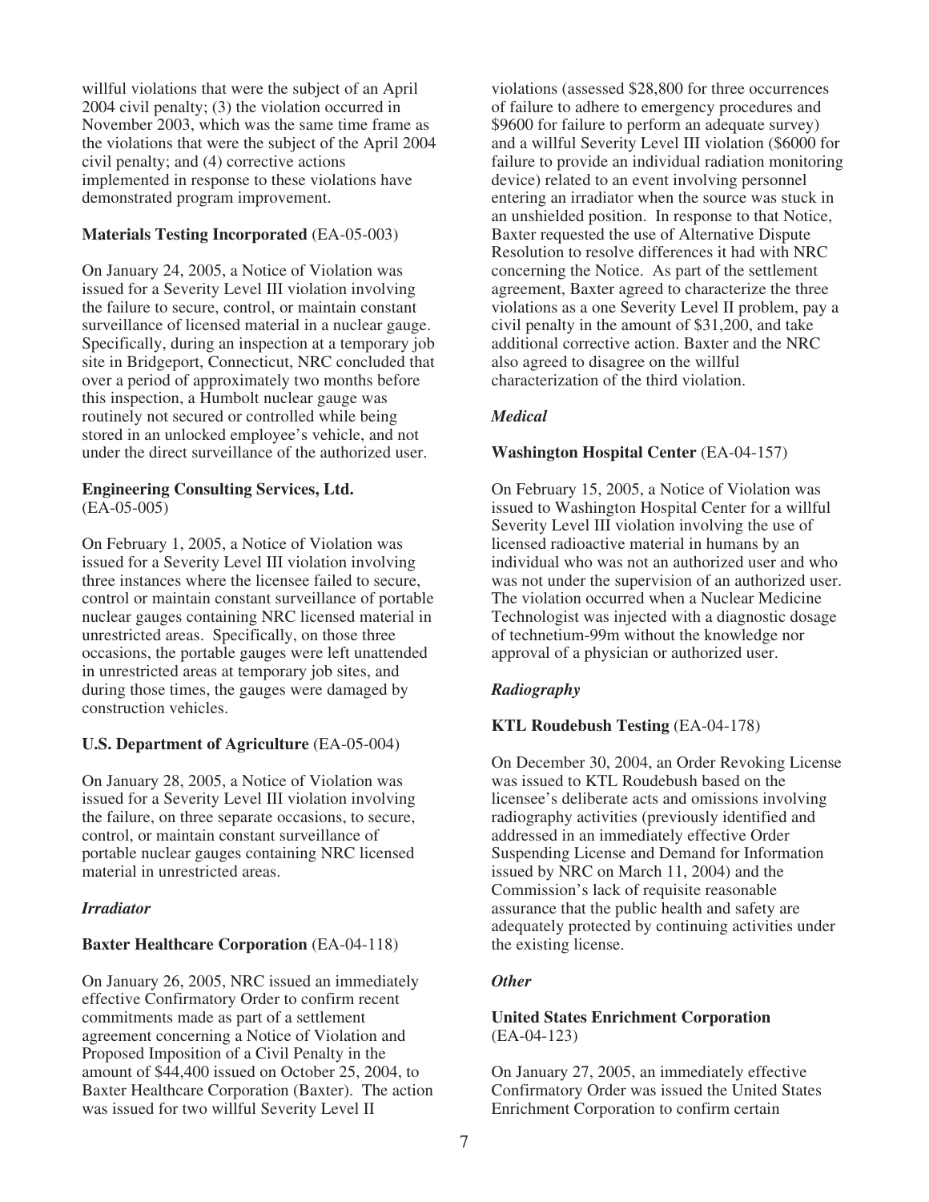willful violations that were the subject of an April 2004 civil penalty; (3) the violation occurred in November 2003, which was the same time frame as the violations that were the subject of the April 2004 civil penalty; and (4) corrective actions implemented in response to these violations have demonstrated program improvement.

**Materials Testing Incorporated** (EA-05-003)

On January 24, 2005, a Notice of Violation was issued for a Severity Level III violation involving the failure to secure, control, or maintain constant surveillance of licensed material in a nuclear gauge. Specifically, during an inspection at a temporary job site in Bridgeport, Connecticut, NRC concluded that over a period of approximately two months before this inspection, a Humbolt nuclear gauge was routinely not secured or controlled while being stored in an unlocked employee's vehicle, and not under the direct surveillance of the authorized user.

**Engineering Consulting Services, Ltd.** (EA-05-005)

On February 1, 2005, a Notice of Violation was issued for a Severity Level III violation involving three instances where the licensee failed to secure, control or maintain constant surveillance of portable nuclear gauges containing NRC licensed material in unrestricted areas. Specifically, on those three occasions, the portable gauges were left unattended in unrestricted areas at temporary job sites, and during those times, the gauges were damaged by construction vehicles.

**U.S. Department of Agriculture** (EA-05-004)

On January 28, 2005, a Notice of Violation was issued for a Severity Level III violation involving the failure, on three separate occasions, to secure, control, or maintain constant surveillance of portable nuclear gauges containing NRC licensed material in unrestricted areas.

***Irradiator***

**Baxter Healthcare Corporation** (EA-04-118)

On January 26, 2005, NRC issued an immediately effective Confirmatory Order to confirm recent commitments made as part of a settlement agreement concerning a Notice of Violation and Proposed Imposition of a Civil Penalty in the amount of $44,400 issued on October 25, 2004, to Baxter Healthcare Corporation (Baxter). The action was issued for two willful Severity Level II violations (assessed $28,800 for three occurrences of failure to adhere to emergency procedures and $9600 for failure to perform an adequate survey) and a willful Severity Level III violation ($6000 for failure to provide an individual radiation monitoring device) related to an event involving personnel entering an irradiator when the source was stuck in an unshielded position. In response to that Notice, Baxter requested the use of Alternative Dispute Resolution to resolve differences it had with NRC concerning the Notice. As part of the settlement agreement, Baxter agreed to characterize the three violations as a one Severity Level II problem, pay a civil penalty in the amount of $31,200, and take additional corrective action. Baxter and the NRC also agreed to disagree on the willful characterization of the third violation.

***Medical***

**Washington Hospital Center** (EA-04-157)

On February 15, 2005, a Notice of Violation was issued to Washington Hospital Center for a willful Severity Level III violation involving the use of licensed radioactive material in humans by an individual who was not an authorized user and who was not under the supervision of an authorized user. The violation occurred when a Nuclear Medicine Technologist was injected with a diagnostic dosage of technetium-99m without the knowledge nor approval of a physician or authorized user.

***Radiography***

**KTL Roudebush Testing** (EA-04-178)

On December 30, 2004, an Order Revoking License was issued to KTL Roudebush based on the licensee's deliberate acts and omissions involving radiography activities (previously identified and addressed in an immediately effective Order Suspending License and Demand for Information issued by NRC on March 11, 2004) and the Commission's lack of requisite reasonable assurance that the public health and safety are adequately protected by continuing activities under the existing license.

***Other***

**United States Enrichment Corporation** (EA-04-123)

On January 27, 2005, an immediately effective Confirmatory Order was issued the United States Enrichment Corporation to confirm certain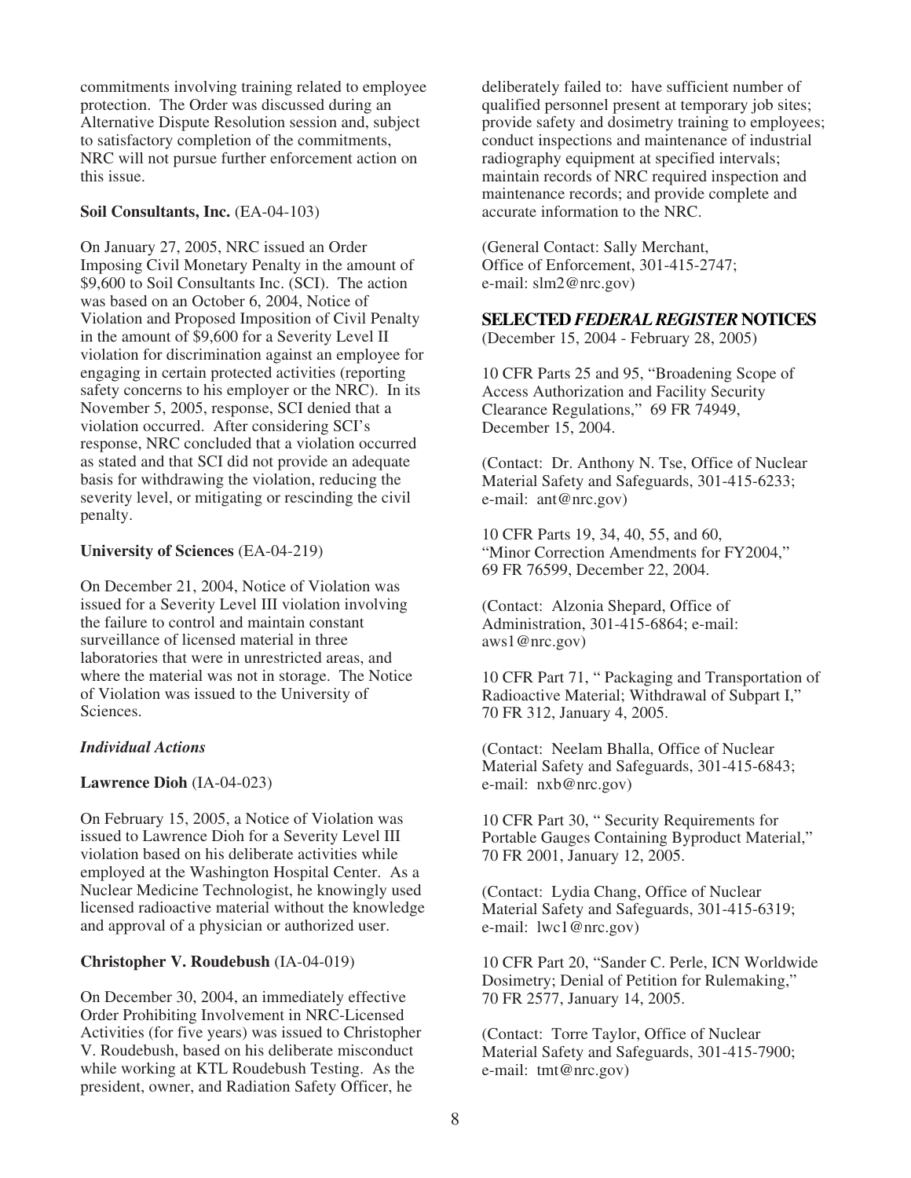commitments involving training related to employee protection. The Order was discussed during an Alternative Dispute Resolution session and, subject to satisfactory completion of the commitments, NRC will not pursue further enforcement action on this issue.

**Soil Consultants, Inc.** (EA-04-103)

On January 27, 2005, NRC issued an Order Imposing Civil Monetary Penalty in the amount of \$9,600 to Soil Consultants Inc. (SCI). The action was based on an October 6, 2004, Notice of Violation and Proposed Imposition of Civil Penalty in the amount of \$9,600 for a Severity Level II violation for discrimination against an employee for engaging in certain protected activities (reporting safety concerns to his employer or the NRC). In its November 5, 2005, response, SCI denied that a violation occurred. After considering SCI's response, NRC concluded that a violation occurred as stated and that SCI did not provide an adequate basis for withdrawing the violation, reducing the severity level, or mitigating or rescinding the civil penalty.

**University of Sciences** (EA-04-219)

On December 21, 2004, Notice of Violation was issued for a Severity Level III violation involving the failure to control and maintain constant surveillance of licensed material in three laboratories that were in unrestricted areas, and where the material was not in storage. The Notice of Violation was issued to the University of Sciences.

***Individual Actions***

**Lawrence Dioh** (IA-04-023)

On February 15, 2005, a Notice of Violation was issued to Lawrence Dioh for a Severity Level III violation based on his deliberate activities while employed at the Washington Hospital Center. As a Nuclear Medicine Technologist, he knowingly used licensed radioactive material without the knowledge and approval of a physician or authorized user.

**Christopher V. Roudebush** (IA-04-019)

On December 30, 2004, an immediately effective Order Prohibiting Involvement in NRC-Licensed Activities (for five years) was issued to Christopher V. Roudebush, based on his deliberate misconduct while working at KTL Roudebush Testing. As the president, owner, and Radiation Safety Officer, he deliberately failed to: have sufficient number of qualified personnel present at temporary job sites; provide safety and dosimetry training to employees; conduct inspections and maintenance of industrial radiography equipment at specified intervals; maintain records of NRC required inspection and maintenance records; and provide complete and accurate information to the NRC.

(General Contact: Sally Merchant, Office of Enforcement, 301-415-2747; e-mail: slm2@nrc.gov)

## SELECTED *FEDERAL REGISTER* NOTICES

(December 15, 2004 - February 28, 2005)

10 CFR Parts 25 and 95, "Broadening Scope of Access Authorization and Facility Security Clearance Regulations," 69 FR 74949, December 15, 2004.

(Contact: Dr. Anthony N. Tse, Office of Nuclear Material Safety and Safeguards, 301-415-6233; e-mail: ant@nrc.gov)

10 CFR Parts 19, 34, 40, 55, and 60, "Minor Correction Amendments for FY2004," 69 FR 76599, December 22, 2004.

(Contact: Alzonia Shepard, Office of Administration, 301-415-6864; e-mail: aws1@nrc.gov)

10 CFR Part 71, " Packaging and Transportation of Radioactive Material; Withdrawal of Subpart I," 70 FR 312, January 4, 2005.

(Contact: Neelam Bhalla, Office of Nuclear Material Safety and Safeguards, 301-415-6843; e-mail: nxb@nrc.gov)

10 CFR Part 30, " Security Requirements for Portable Gauges Containing Byproduct Material," 70 FR 2001, January 12, 2005.

(Contact: Lydia Chang, Office of Nuclear Material Safety and Safeguards, 301-415-6319; e-mail: lwc1@nrc.gov)

10 CFR Part 20, "Sander C. Perle, ICN Worldwide Dosimetry; Denial of Petition for Rulemaking," 70 FR 2577, January 14, 2005.

(Contact: Torre Taylor, Office of Nuclear Material Safety and Safeguards, 301-415-7900; e-mail: tmt@nrc.gov)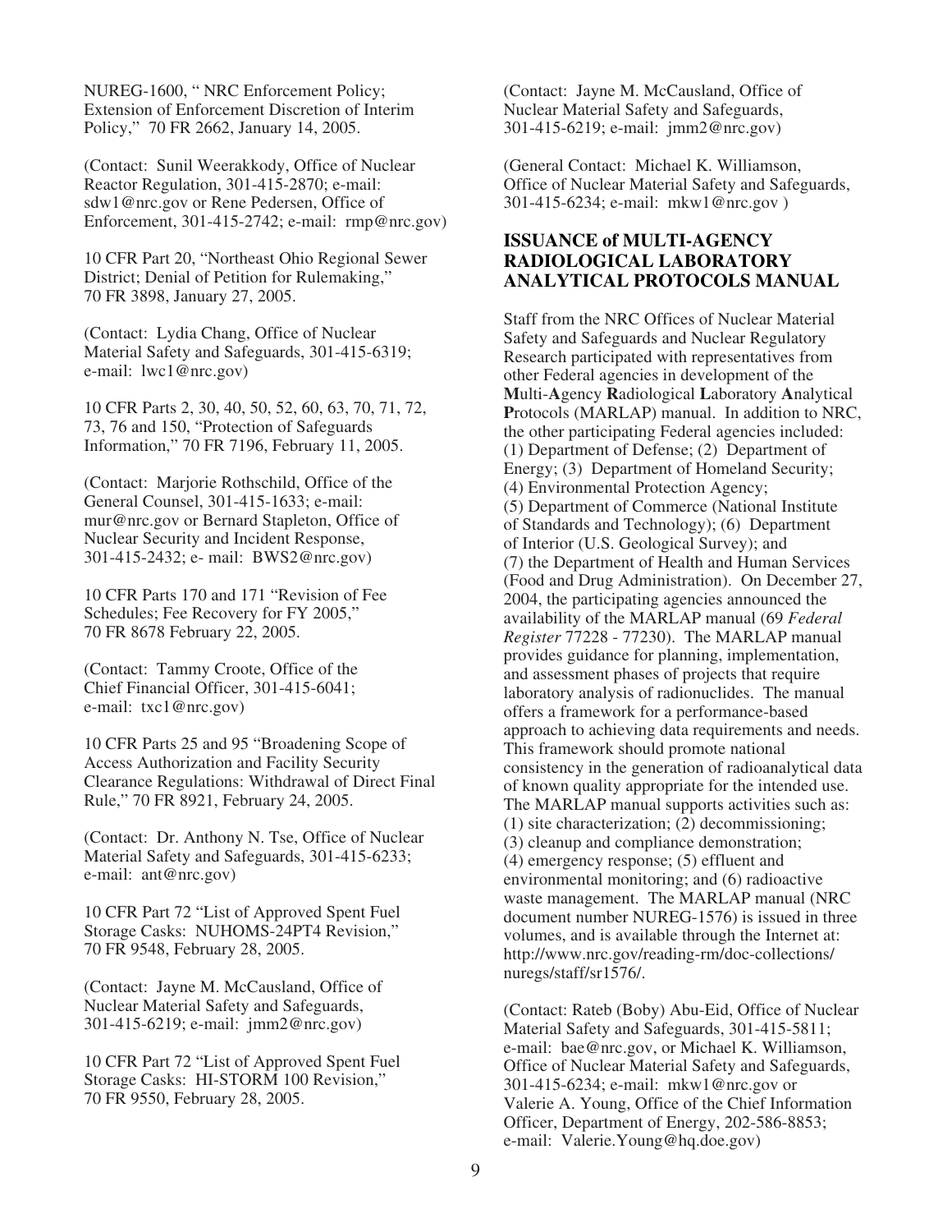NUREG-1600, " NRC Enforcement Policy; Extension of Enforcement Discretion of Interim Policy," 70 FR 2662, January 14, 2005.

(Contact: Sunil Weerakkody, Office of Nuclear Reactor Regulation, 301-415-2870; e-mail: sdw1@nrc.gov or Rene Pedersen, Office of Enforcement, 301-415-2742; e-mail: rmp@nrc.gov)

10 CFR Part 20, "Northeast Ohio Regional Sewer District; Denial of Petition for Rulemaking," 70 FR 3898, January 27, 2005.

(Contact: Lydia Chang, Office of Nuclear Material Safety and Safeguards, 301-415-6319; e-mail: lwc1@nrc.gov)

10 CFR Parts 2, 30, 40, 50, 52, 60, 63, 70, 71, 72, 73, 76 and 150, "Protection of Safeguards Information," 70 FR 7196, February 11, 2005.

(Contact: Marjorie Rothschild, Office of the General Counsel, 301-415-1633; e-mail: mur@nrc.gov or Bernard Stapleton, Office of Nuclear Security and Incident Response, 301-415-2432; e- mail: BWS2@nrc.gov)

10 CFR Parts 170 and 171 "Revision of Fee Schedules; Fee Recovery for FY 2005," 70 FR 8678 February 22, 2005.

(Contact: Tammy Croote, Office of the Chief Financial Officer, 301-415-6041; e-mail: txc1@nrc.gov)

10 CFR Parts 25 and 95 "Broadening Scope of Access Authorization and Facility Security Clearance Regulations: Withdrawal of Direct Final Rule," 70 FR 8921, February 24, 2005.

(Contact: Dr. Anthony N. Tse, Office of Nuclear Material Safety and Safeguards, 301-415-6233; e-mail: ant@nrc.gov)

10 CFR Part 72 "List of Approved Spent Fuel Storage Casks: NUHOMS-24PT4 Revision," 70 FR 9548, February 28, 2005.

(Contact: Jayne M. McCausland, Office of Nuclear Material Safety and Safeguards, 301-415-6219; e-mail: jmm2@nrc.gov)

10 CFR Part 72 "List of Approved Spent Fuel Storage Casks: HI-STORM 100 Revision," 70 FR 9550, February 28, 2005.

(Contact: Jayne M. McCausland, Office of Nuclear Material Safety and Safeguards, 301-415-6219; e-mail: jmm2@nrc.gov)

(General Contact: Michael K. Williamson, Office of Nuclear Material Safety and Safeguards, 301-415-6234; e-mail: mkw1@nrc.gov )

## ISSUANCE of MULTI-AGENCY RADIOLOGICAL LABORATORY ANALYTICAL PROTOCOLS MANUAL

Staff from the NRC Offices of Nuclear Material Safety and Safeguards and Nuclear Regulatory Research participated with representatives from other Federal agencies in development of the **M**ulti-**A**gency **R**adiological **L**aboratory **A**nalytical **P**rotocols (MARLAP) manual. In addition to NRC, the other participating Federal agencies included: (1) Department of Defense; (2) Department of Energy; (3) Department of Homeland Security; (4) Environmental Protection Agency; (5) Department of Commerce (National Institute of Standards and Technology); (6) Department of Interior (U.S. Geological Survey); and (7) the Department of Health and Human Services (Food and Drug Administration). On December 27, 2004, the participating agencies announced the availability of the MARLAP manual (69 *Federal Register* 77228 - 77230). The MARLAP manual provides guidance for planning, implementation, and assessment phases of projects that require laboratory analysis of radionuclides. The manual offers a framework for a performance-based approach to achieving data requirements and needs. This framework should promote national consistency in the generation of radioanalytical data of known quality appropriate for the intended use. The MARLAP manual supports activities such as: (1) site characterization; (2) decommissioning; (3) cleanup and compliance demonstration; (4) emergency response; (5) effluent and environmental monitoring; and (6) radioactive waste management. The MARLAP manual (NRC document number NUREG-1576) is issued in three volumes, and is available through the Internet at: http://www.nrc.gov/reading-rm/doc-collections/nuregs/staff/sr1576/.

(Contact: Rateb (Boby) Abu-Eid, Office of Nuclear Material Safety and Safeguards, 301-415-5811; e-mail: bae@nrc.gov, or Michael K. Williamson, Office of Nuclear Material Safety and Safeguards, 301-415-6234; e-mail: mkw1@nrc.gov or Valerie A. Young, Office of the Chief Information Officer, Department of Energy, 202-586-8853; e-mail: Valerie.Young@hq.doe.gov)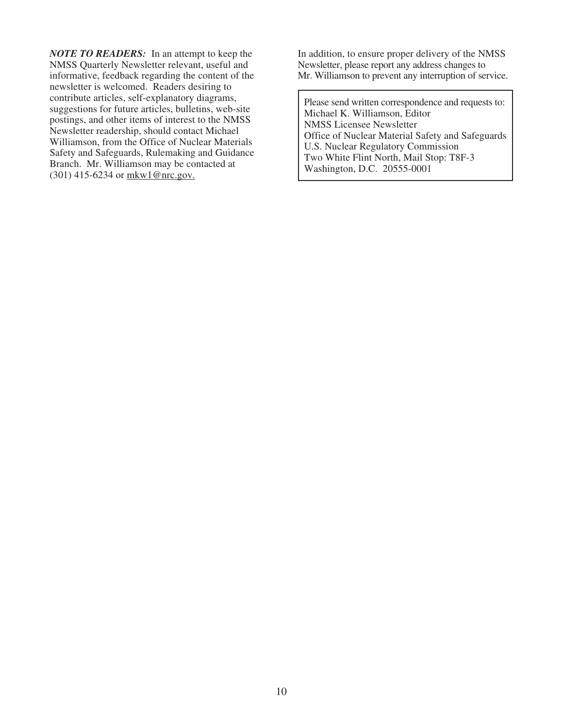***NOTE TO READERS:*** In an attempt to keep the NMSS Quarterly Newsletter relevant, useful and informative, feedback regarding the content of the newsletter is welcomed. Readers desiring to contribute articles, self-explanatory diagrams, suggestions for future articles, bulletins, web-site postings, and other items of interest to the NMSS Newsletter readership, should contact Michael Williamson, from the Office of Nuclear Materials Safety and Safeguards, Rulemaking and Guidance Branch. Mr. Williamson may be contacted at (301) 415-6234 or mkw1@nrc.gov.

In addition, to ensure proper delivery of the NMSS Newsletter, please report any address changes to Mr. Williamson to prevent any interruption of service.

Please send written correspondence and requests to:
Michael K. Williamson, Editor
NMSS Licensee Newsletter
Office of Nuclear Material Safety and Safeguards
U.S. Nuclear Regulatory Commission
Two White Flint North, Mail Stop: T8F-3
Washington, D.C. 20555-0001